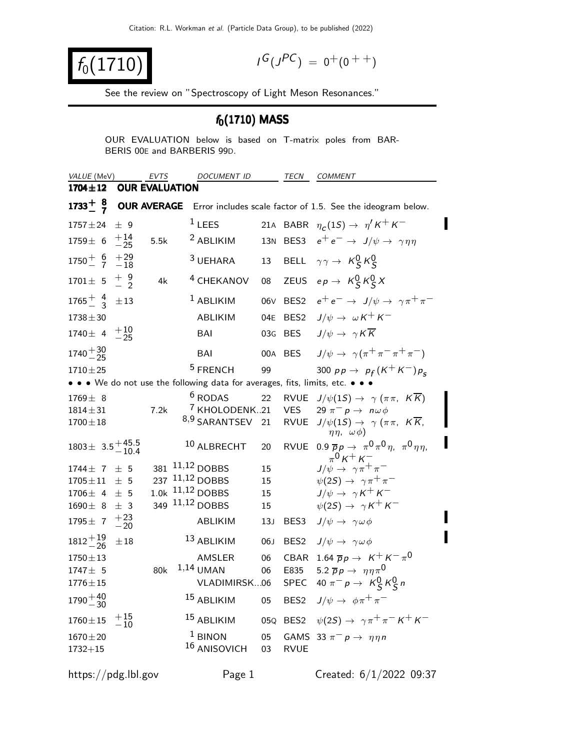# $f_0(1710)$

$I^G(J^{PC}) = 0^+(0^{++})$

See the review on "Spectroscopy of Light Meson Resonances."

## $f_0(1710)$ MASS

OUR EVALUATION below is based on T-matrix poles from BARBERIS 00E and BARBERIS 99D.

| VALUE (MeV) | EVTS | DOCUMENT ID | | TECN | COMMENT |
|---|---|---|---|---|---|
| **1704±12** | **OUR EVALUATION** | | | | |
| **$1733^{+8}_{-7}$** | **OUR AVERAGE** | Error includes scale factor of 1.5. See the ideogram below. | | | |
| $1757 \pm 24 \pm 9$ | | [1] LEES | 21A | BABR | $\eta_c(1S) \to \eta' K^+ K^-$ |
| $1759 \pm 6 ^{+14}_{-25}$ | 5.5k | [2] ABLIKIM | 13N | BES3 | $e^+ e^- \to J/\psi \to \gamma \eta \eta$ |
| $1750^{+6}_{-7} {}^{+29}_{-18}$ | | [3] UEHARA | 13 | BELL | $\gamma\gamma \to K^0_S K^0_S$ |
| $1701 \pm 5 ^{+9}_{-2}$ | 4k | [4] CHEKANOV | 08 | ZEUS | $e p \to K^0_S K^0_S X$ |
| $1765^{+4}_{-3} \pm 13$ | | [1] ABLIKIM | 06V | BES2 | $e^+ e^- \to J/\psi \to \gamma \pi^+ \pi^-$ |
| $1738 \pm 30$ | | ABLIKIM | 04E | BES2 | $J/\psi \to \omega K^+ K^-$ |
| $1740 \pm 4 ^{+10}_{-25}$ | | BAI | 03G | BES | $J/\psi \to \gamma K \overline{K}$ |
| $1740^{+30}_{-25}$ | | BAI | 00A | BES | $J/\psi \to \gamma(\pi^+ \pi^- \pi^+ \pi^-)$ |
| $1710 \pm 25$ | | [5] FRENCH | 99 | | $300\ p p \to p_f (K^+ K^-) p_s$ |
| • • • We do not use the following data for averages, fits, limits, etc. • • • | | | | | |
| $1769 \pm 8$ | | [6] RODAS | 22 | RVUE | $J/\psi(1S) \to \gamma(\pi\pi,\ K\overline{K})$ |
| $1814 \pm 31$ | 7.2k | [7] KHOLODENK... | 21 | VES | $29\ \pi^- p \to n \omega \phi$ |
| $1700 \pm 18$ | | [8,9] SARANTSEV | 21 | RVUE | $J/\psi(1S) \to \gamma(\pi\pi,\ K\overline{K},\ \eta\eta,\ \omega\phi)$ |
| $1803 \pm 3.5^{+45.5}_{-10.4}$ | | [10] ALBRECHT | 20 | RVUE | $0.9\ \overline{p} p \to \pi^0 \pi^0 \eta,\ \pi^0 \eta \eta,\ \pi^0 K^+ K^-$ |
| $1744 \pm 7 \pm 5$ | 381 | [11,12] DOBBS | 15 | | $J/\psi \to \gamma \pi^+ \pi^-$ |
| $1705 \pm 11 \pm 5$ | 237 | [11,12] DOBBS | 15 | | $\psi(2S) \to \gamma \pi^+ \pi^-$ |
| $1706 \pm 4 \pm 5$ | 1.0k | [11,12] DOBBS | 15 | | $J/\psi \to \gamma K^+ K^-$ |
| $1690 \pm 8 \pm 3$ | 349 | [11,12] DOBBS | 15 | | $\psi(2S) \to \gamma K^+ K^-$ |
| $1795 \pm 7 ^{+23}_{-20}$ | | ABLIKIM | 13J | BES3 | $J/\psi \to \gamma \omega \phi$ |
| $1812^{+19}_{-26} \pm 18$ | | [13] ABLIKIM | 06J | BES2 | $J/\psi \to \gamma \omega \phi$ |
| $1750 \pm 13$ | | AMSLER | 06 | CBAR | $1.64\ \overline{p} p \to K^+ K^- \pi^0$ |
| $1747 \pm 5$ | 80k | [1,14] UMAN | 06 | E835 | $5.2\ \overline{p} p \to \eta \eta \pi^0$ |
| $1776 \pm 15$ | | VLADIMIRSK...06 | | SPEC | $40\ \pi^- p \to K^0_S K^0_S n$ |
| $1790^{+40}_{-30}$ | | [15] ABLIKIM | 05 | BES2 | $J/\psi \to \phi \pi^+ \pi^-$ |
| $1760 \pm 15 ^{+15}_{-10}$ | | [15] ABLIKIM | 05Q | BES2 | $\psi(2S) \to \gamma \pi^+ \pi^- K^+ K^-$ |
| $1670 \pm 20$ | | [1] BINON | 05 | GAMS | $33\ \pi^- p \to \eta \eta n$ |
| $1732 + 15$ | | [16] ANISOVICH | 03 | RVUE | |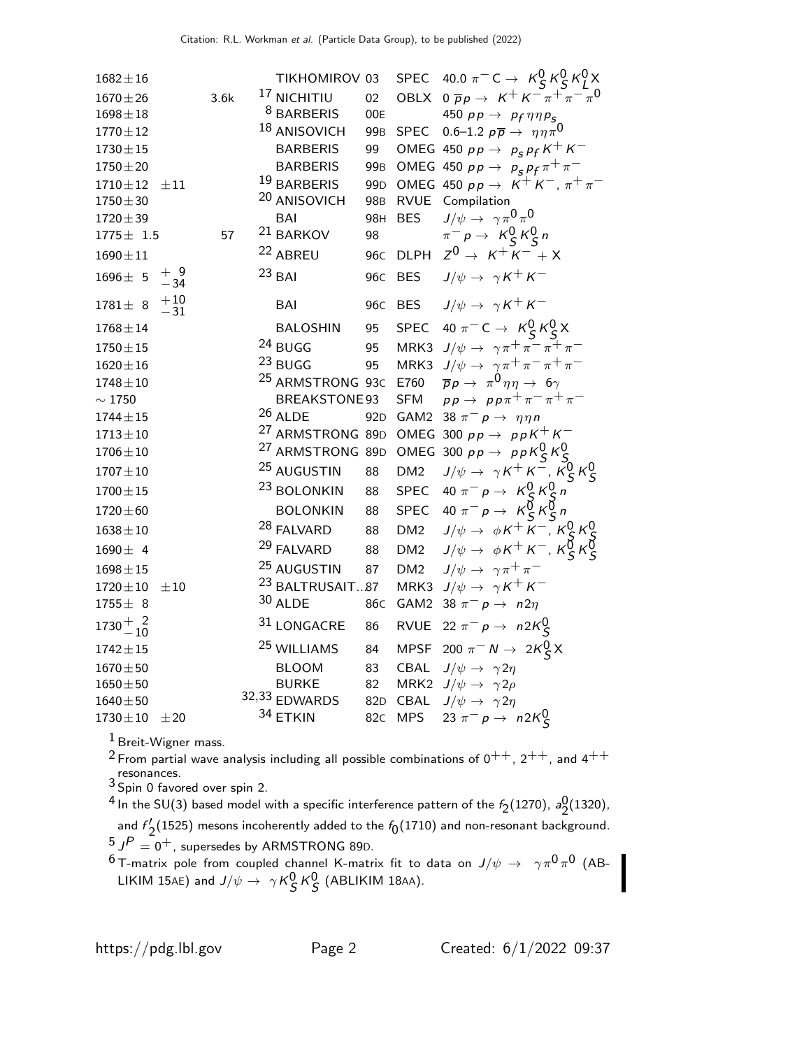| VALUE (MeV) | | EVTS | DOCUMENT ID | | TECN | COMMENT |
|---|---|---|---|---|---|---|
| $1682 \pm 16$ | | | TIKHOMIROV | 03 | SPEC | $40.0\ \pi^- \mathrm{C} \to K^0_S K^0_S K^0_L X$ |
| $1670 \pm 26$ | | 3.6k | [17] NICHITIU | 02 | OBLX | $0\ \overline{p} p \to K^+ K^- \pi^+ \pi^- \pi^0$ |
| $1698 \pm 18$ | | | [8] BARBERIS | 00E | | $450\ p p \to p_f \eta \eta p_s$ |
| $1770 \pm 12$ | | | [18] ANISOVICH | 99B | SPEC | $0.6\text{–}1.2\ p \overline{p} \to \eta \eta \pi^0$ |
| $1730 \pm 15$ | | | BARBERIS | 99 | OMEG | $450\ p p \to p_s p_f K^+ K^-$ |
| $1750 \pm 20$ | | | BARBERIS | 99B | OMEG | $450\ p p \to p_s p_f \pi^+ \pi^-$ |
| $1710 \pm 12$ | $\pm 11$ | | [19] BARBERIS | 99D | OMEG | $450\ p p \to K^+ K^-, \pi^+ \pi^-$ |
| $1750 \pm 30$ | | | [20] ANISOVICH | 98B | RVUE | Compilation |
| $1720 \pm 39$ | | | BAI | 98H | BES | $J/\psi \to \gamma \pi^0 \pi^0$ |
| $1775 \pm 1.5$ | | 57 | [21] BARKOV | 98 | | $\pi^- p \to K^0_S K^0_S n$ |
| $1690 \pm 11$ | | | [22] ABREU | 96C | DLPH | $Z^0 \to K^+ K^- + X$ |
| $1696 \pm 5$ | $^{+9}_{-34}$ | | [23] BAI | 96C | BES | $J/\psi \to \gamma K^+ K^-$ |
| $1781 \pm 8$ | $^{+10}_{-31}$ | | BAI | 96C | BES | $J/\psi \to \gamma K^+ K^-$ |
| $1768 \pm 14$ | | | BALOSHIN | 95 | SPEC | $40\ \pi^- \mathrm{C} \to K^0_S K^0_S X$ |
| $1750 \pm 15$ | | | [24] BUGG | 95 | MRK3 | $J/\psi \to \gamma \pi^+ \pi^- \pi^+ \pi^-$ |
| $1620 \pm 16$ | | | [23] BUGG | 95 | MRK3 | $J/\psi \to \gamma \pi^+ \pi^- \pi^+ \pi^-$ |
| $1748 \pm 10$ | | | [25] ARMSTRONG | 93C | E760 | $\overline{p} p \to \pi^0 \eta \eta \to 6\gamma$ |
| $\sim 1750$ | | | BREAKSTONE | 93 | SFM | $p p \to p p \pi^+ \pi^- \pi^+ \pi^-$ |
| $1744 \pm 15$ | | | [26] ALDE | 92D | GAM2 | $38\ \pi^- p \to \eta \eta n$ |
| $1713 \pm 10$ | | | [27] ARMSTRONG | 89D | OMEG | $300\ p p \to p p K^+ K^-$ |
| $1706 \pm 10$ | | | [27] ARMSTRONG | 89D | OMEG | $300\ p p \to p p K^0_S K^0_S$ |
| $1707 \pm 10$ | | | [25] AUGUSTIN | 88 | DM2 | $J/\psi \to \gamma K^+ K^-, K^0_S K^0_S$ |
| $1700 \pm 15$ | | | [23] BOLONKIN | 88 | SPEC | $40\ \pi^- p \to K^0_S K^0_S n$ |
| $1720 \pm 60$ | | | BOLONKIN | 88 | SPEC | $40\ \pi^- p \to K^0_S K^0_S n$ |
| $1638 \pm 10$ | | | [28] FALVARD | 88 | DM2 | $J/\psi \to \phi K^+ K^-, K^0_S K^0_S$ |
| $1690 \pm 4$ | | | [29] FALVARD | 88 | DM2 | $J/\psi \to \phi K^+ K^-, K^0_S K^0_S$ |
| $1698 \pm 15$ | | | [25] AUGUSTIN | 87 | DM2 | $J/\psi \to \gamma \pi^+ \pi^-$ |
| $1720 \pm 10$ | $\pm 10$ | | [23] BALTRUSAIT...87 | | MRK3 | $J/\psi \to \gamma K^+ K^-$ |
| $1755 \pm 8$ | | | [30] ALDE | 86C | GAM2 | $38\ \pi^- p \to n 2\eta$ |
| $1730^{+2}_{-10}$ | | | [31] LONGACRE | 86 | RVUE | $22\ \pi^- p \to n 2 K^0_S$ |
| $1742 \pm 15$ | | | [25] WILLIAMS | 84 | MPSF | $200\ \pi^- N \to 2 K^0_S X$ |
| $1670 \pm 50$ | | | BLOOM | 83 | CBAL | $J/\psi \to \gamma 2\eta$ |
| $1650 \pm 50$ | | | BURKE | 82 | MRK2 | $J/\psi \to \gamma 2\rho$ |
| $1640 \pm 50$ | | | [32,33] EDWARDS | 82D | CBAL | $J/\psi \to \gamma 2\eta$ |
| $1730 \pm 10$ | $\pm 20$ | | [34] ETKIN | 82C | MPS | $23\ \pi^- p \to n 2 K^0_S$ |

[1] Breit-Wigner mass.

[2] From partial wave analysis including all possible combinations of $0^{++}$, $2^{++}$, and $4^{++}$ resonances.

[3] Spin 0 favored over spin 2.

[4] In the SU(3) based model with a specific interference pattern of the $f_2(1270)$, $a_2^0(1320)$, and $f_2'(1525)$ mesons incoherently added to the $f_0(1710)$ and non-resonant background.

[5] $J^P = 0^+$, supersedes by ARMSTRONG 89D.

[6] T-matrix pole from coupled channel K-matrix fit to data on $J/\psi \to \gamma \pi^0 \pi^0$ (ABLIKIM 15AE) and $J/\psi \to \gamma K^0_S K^0_S$ (ABLIKIM 18AA).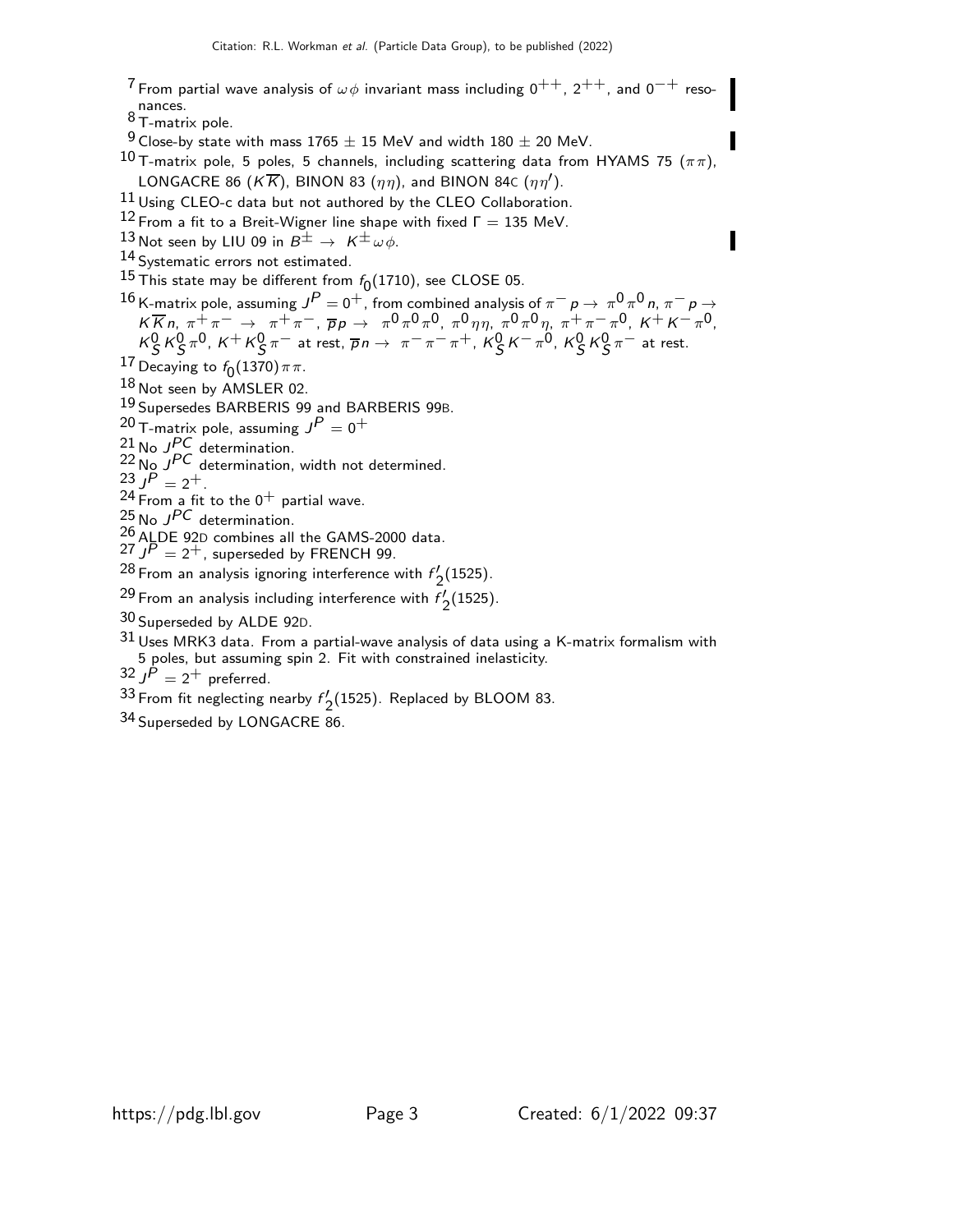[7] From partial wave analysis of $\omega\phi$ invariant mass including $0^{++}$, $2^{++}$, and $0^{-+}$ resonances.

[8] T-matrix pole.

[9] Close-by state with mass 1765 $\pm$ 15 MeV and width 180 $\pm$ 20 MeV.

[10] T-matrix pole, 5 poles, 5 channels, including scattering data from HYAMS 75 ($\pi\pi$), LONGACRE 86 ($K\overline{K}$), BINON 83 ($\eta\eta$), and BINON 84C ($\eta\eta'$).

[11] Using CLEO-c data but not authored by the CLEO Collaboration.

[12] From a fit to a Breit-Wigner line shape with fixed $\Gamma = 135$ MeV.

[13] Not seen by LIU 09 in $B^{\pm} \rightarrow K^{\pm}\omega\phi$.

[14] Systematic errors not estimated.

[15] This state may be different from $f_0(1710)$, see CLOSE 05.

[16] K-matrix pole, assuming $J^P = 0^+$, from combined analysis of $\pi^- p \rightarrow \pi^0\pi^0 n$, $\pi^- p \rightarrow K\overline{K} n$, $\pi^+\pi^- \rightarrow \pi^+\pi^-$, $\overline{p}p \rightarrow \pi^0\pi^0\pi^0$, $\pi^0\eta\eta$, $\pi^0\pi^0\eta$, $\pi^+\pi^-\pi^0$, $K^+K^-\pi^0$, $K^0_S K^0_S \pi^0$, $K^+ K^0_S \pi^-$ at rest, $\overline{p}n \rightarrow \pi^-\pi^-\pi^+$, $K^0_S K^-\pi^0$, $K^0_S K^0_S \pi^-$ at rest.

[17] Decaying to $f_0(1370)\pi\pi$.

[18] Not seen by AMSLER 02.

[19] Supersedes BARBERIS 99 and BARBERIS 99B.

[20] T-matrix pole, assuming $J^P = 0^+$

[21] No $J^{PC}$ determination.

[22] No $J^{PC}$ determination, width not determined.

[23] $J^P = 2^+$.

[24] From a fit to the $0^+$ partial wave.

[25] No $J^{PC}$ determination.

[26] ALDE 92D combines all the GAMS-2000 data.

[27] $J^P = 2^+$, superseded by FRENCH 99.

[28] From an analysis ignoring interference with $f'_2(1525)$.

[29] From an analysis including interference with $f'_2(1525)$.

[30] Superseded by ALDE 92D.

[31] Uses MRK3 data. From a partial-wave analysis of data using a K-matrix formalism with 5 poles, but assuming spin 2. Fit with constrained inelasticity.

[32] $J^P = 2^+$ preferred.

[33] From fit neglecting nearby $f'_2(1525)$. Replaced by BLOOM 83.

[34] Superseded by LONGACRE 86.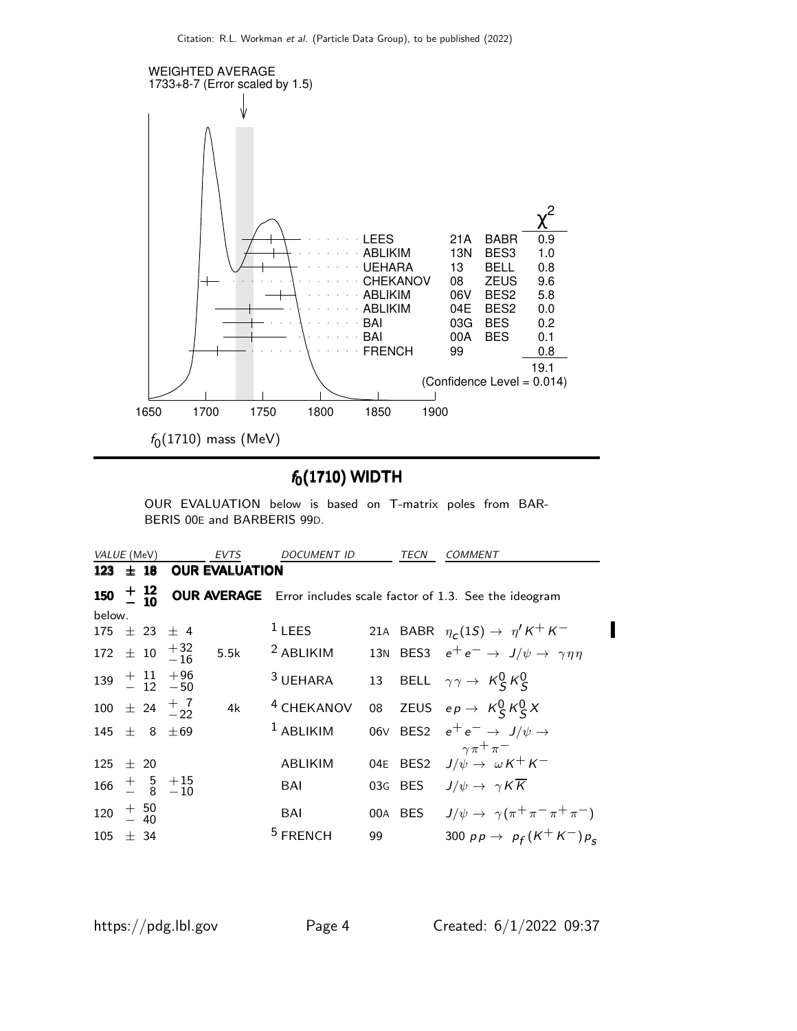WEIGHTED AVERAGE
1733+8-7 (Error scaled by 1.5)

| | | | $\chi^2$ |
|---|---|---|---|
| LEES | 21A | BABR | 0.9 |
| ABLIKIM | 13N | BES3 | 1.0 |
| UEHARA | 13 | BELL | 0.8 |
| CHEKANOV | 08 | ZEUS | 9.6 |
| ABLIKIM | 06V | BES2 | 5.8 |
| ABLIKIM | 04E | BES2 | 0.0 |
| BAI | 03G | BES | 0.2 |
| BAI | 00A | BES | 0.1 |
| FRENCH | 99 | | 0.8 |
| | | | 19.1 |

(Confidence Level = 0.014)

$f_0(1710)$ mass (MeV)

## $f_0(1710)$ WIDTH

OUR EVALUATION below is based on T-matrix poles from BARBERIS 00E and BARBERIS 99D.

| VALUE (MeV) | EVTS | DOCUMENT ID | | TECN | COMMENT |
|---|---|---|---|---|---|
| **123 ± 18** | **OUR EVALUATION** | | | | |
| **150 $^{+12}_{-10}$** | **OUR AVERAGE** | Error includes scale factor of 1.3. See the ideogram below. | | | |
| 175 ± 23 ± 4 | | LEES [1] | 21A | BABR | $\eta_c(1S) \rightarrow \eta' K^+ K^-$ |
| 172 ± 10 $^{+32}_{-16}$ | 5.5k | ABLIKIM [2] | 13N | BES3 | $e^+ e^- \rightarrow J/\psi \rightarrow \gamma \eta \eta$ |
| 139 $^{+11}_{-12}$ $^{+96}_{-50}$ | | UEHARA [3] | 13 | BELL | $\gamma\gamma \rightarrow K^0_S K^0_S$ |
| 100 ± 24 $^{+7}_{-22}$ | 4k | CHEKANOV [4] | 08 | ZEUS | $e p \rightarrow K^0_S K^0_S X$ |
| 145 ± 8 ±69 | | ABLIKIM [1] | 06V | BES2 | $e^+ e^- \rightarrow J/\psi \rightarrow \gamma \pi^+ \pi^-$ |
| 125 ± 20 | | ABLIKIM | 04E | BES2 | $J/\psi \rightarrow \omega K^+ K^-$ |
| 166 $^{+5}_{-8}$ $^{+15}_{-10}$ | | BAI | 03G | BES | $J/\psi \rightarrow \gamma K \overline{K}$ |
| 120 $^{+50}_{-40}$ | | BAI | 00A | BES | $J/\psi \rightarrow \gamma(\pi^+ \pi^- \pi^+ \pi^-)$ |
| 105 ± 34 | | FRENCH [5] | 99 | | 300 $p p \rightarrow p_f (K^+ K^-) p_s$ |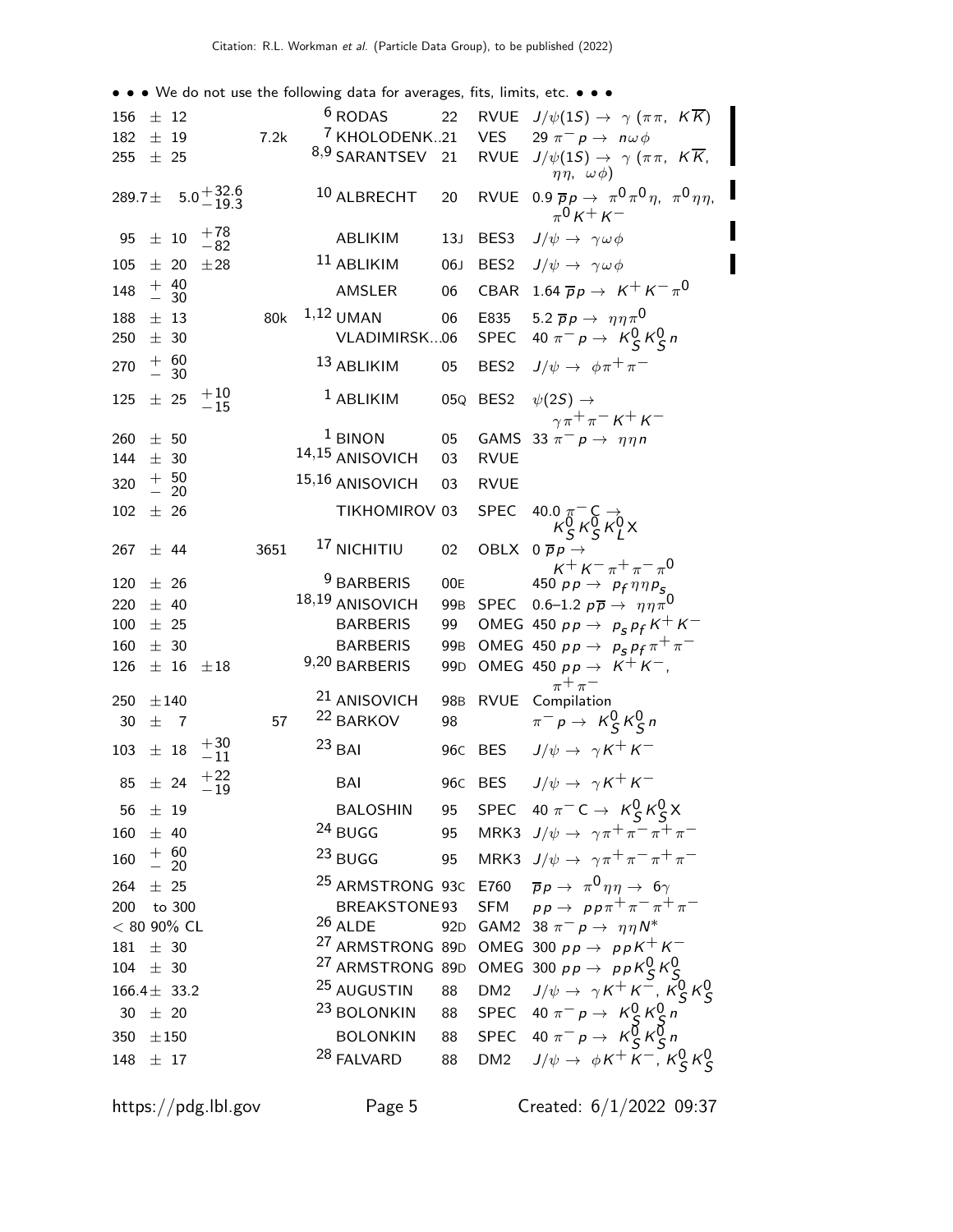• • • We do not use the following data for averages, fits, limits, etc. • • •

| VALUE | | EVTS | DOCUMENT ID | | TECN | COMMENT |
|---|---|---|---|---|---|---|
| 156 ± 12 | | | [6] RODAS | 22 | RVUE | $J/\psi(1S) \rightarrow \gamma (\pi\pi, K\overline{K})$ |
| 182 ± 19 | | 7.2k | [7] KHOLODENK...21 | | VES | $29\ \pi^- p \rightarrow n\omega\phi$ |
| 255 ± 25 | | | [8,9] SARANTSEV | 21 | RVUE | $J/\psi(1S) \rightarrow \gamma (\pi\pi, K\overline{K}, \eta\eta, \omega\phi)$ |
| 289.7 ± | $5.0^{+32.6}_{-19.3}$ | | [10] ALBRECHT | 20 | RVUE | $0.9\ \overline{p}p \rightarrow \pi^0\pi^0\eta, \pi^0\eta\eta, \pi^0 K^+ K^-$ |
| 95 ± 10 | $^{+78}_{-82}$ | | ABLIKIM | 13J | BES3 | $J/\psi \rightarrow \gamma\omega\phi$ |
| 105 ± 20 | ±28 | | [11] ABLIKIM | 06J | BES2 | $J/\psi \rightarrow \gamma\omega\phi$ |
| $148^{+40}_{-30}$ | | | AMSLER | 06 | CBAR | $1.64\ \overline{p}p \rightarrow K^+ K^- \pi^0$ |
| 188 ± 13 | | 80k | [1,12] UMAN | 06 | E835 | $5.2\ \overline{p}p \rightarrow \eta\eta\pi^0$ |
| 250 ± 30 | | | VLADIMIRSK...06 | | SPEC | $40\ \pi^- p \rightarrow K^0_S K^0_S n$ |
| $270^{+60}_{-30}$ | | | [13] ABLIKIM | 05 | BES2 | $J/\psi \rightarrow \phi\pi^+\pi^-$ |
| 125 ± 25 | $^{+10}_{-15}$ | | [1] ABLIKIM | 05Q | BES2 | $\psi(2S) \rightarrow \gamma\pi^+\pi^- K^+ K^-$ |
| 260 ± 50 | | | [1] BINON | 05 | GAMS | $33\ \pi^- p \rightarrow \eta\eta n$ |
| 144 ± 30 | | | [14,15] ANISOVICH | 03 | RVUE | |
| $320^{+50}_{-20}$ | | | [15,16] ANISOVICH | 03 | RVUE | |
| 102 ± 26 | | | TIKHOMIROV | 03 | SPEC | $40.0\ \pi^- C \rightarrow K^0_S K^0_S K^0_L X$ |
| 267 ± 44 | | 3651 | [17] NICHITIU | 02 | OBLX | $0\ \overline{p}p \rightarrow K^+ K^- \pi^+ \pi^- \pi^0$ |
| 120 ± 26 | | | [9] BARBERIS | 00E | | $450\ pp \rightarrow p_f \eta\eta p_s$ |
| 220 ± 40 | | | [18,19] ANISOVICH | 99B | SPEC | $0.6–1.2\ p\overline{p} \rightarrow \eta\eta\pi^0$ |
| 100 ± 25 | | | BARBERIS | 99 | OMEG | $450\ pp \rightarrow p_s p_f K^+ K^-$ |
| 160 ± 30 | | | BARBERIS | 99B | OMEG | $450\ pp \rightarrow p_s p_f \pi^+ \pi^-$ |
| 126 ± 16 | ±18 | | [9,20] BARBERIS | 99D | OMEG | $450\ pp \rightarrow K^+ K^-, \pi^+ \pi^-$ |
| 250 ± 140 | | | [21] ANISOVICH | 98B | RVUE | Compilation |
| 30 ± 7 | | 57 | [22] BARKOV | 98 | | $\pi^- p \rightarrow K^0_S K^0_S n$ |
| 103 ± 18 | $^{+30}_{-11}$ | | [23] BAI | 96C | BES | $J/\psi \rightarrow \gamma K^+ K^-$ |
| 85 ± 24 | $^{+22}_{-19}$ | | BAI | 96C | BES | $J/\psi \rightarrow \gamma K^+ K^-$ |
| 56 ± 19 | | | BALOSHIN | 95 | SPEC | $40\ \pi^- C \rightarrow K^0_S K^0_S X$ |
| 160 ± 40 | | | [24] BUGG | 95 | MRK3 | $J/\psi \rightarrow \gamma\pi^+\pi^-\pi^+\pi^-$ |
| $160^{+60}_{-20}$ | | | [23] BUGG | 95 | MRK3 | $J/\psi \rightarrow \gamma\pi^+\pi^-\pi^+\pi^-$ |
| 264 ± 25 | | | [25] ARMSTRONG | 93C | E760 | $\overline{p}p \rightarrow \pi^0\eta\eta \rightarrow 6\gamma$ |
| 200 to 300 | | | BREAKSTONE | 93 | SFM | $pp \rightarrow pp\pi^+\pi^-\pi^+\pi^-$ |
| < 80 90% CL | | | [26] ALDE | 92D | GAM2 | $38\ \pi^- p \rightarrow \eta\eta N^*$ |
| 181 ± 30 | | | [27] ARMSTRONG | 89D | OMEG | $300\ pp \rightarrow pp K^+ K^-$ |
| 104 ± 30 | | | [27] ARMSTRONG | 89D | OMEG | $300\ pp \rightarrow pp K^0_S K^0_S$ |
| 166.4 ± 33.2 | | | [25] AUGUSTIN | 88 | DM2 | $J/\psi \rightarrow \gamma K^+ K^-, K^0_S K^0_S$ |
| 30 ± 20 | | | [23] BOLONKIN | 88 | SPEC | $40\ \pi^- p \rightarrow K^0_S K^0_S n$ |
| 350 ± 150 | | | BOLONKIN | 88 | SPEC | $40\ \pi^- p \rightarrow K^0_S K^0_S n$ |
| 148 ± 17 | | | [28] FALVARD | 88 | DM2 | $J/\psi \rightarrow \phi K^+ K^-, K^0_S K^0_S$ |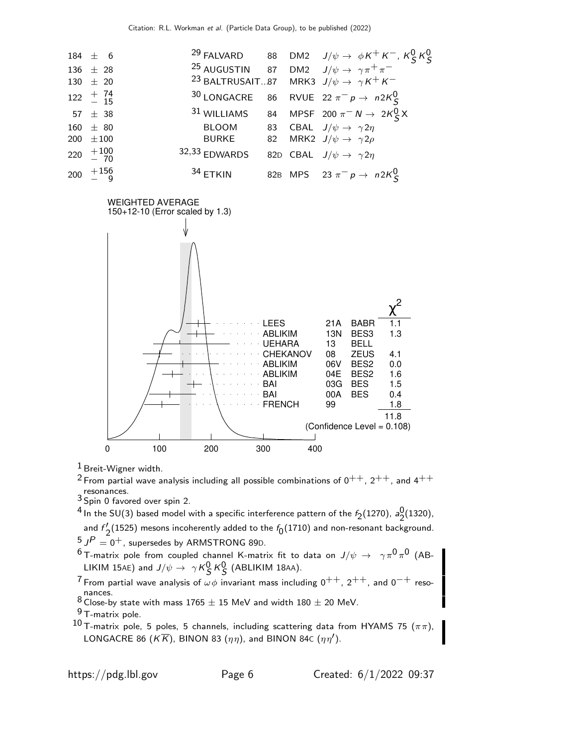| VALUE | DOCUMENT ID | | TECN | COMMENT |
|---|---|---|---|---|
| $184 \pm 6$ | [29] FALVARD | 88 | DM2 | $J/\psi \to \phi K^+ K^-$, $K^0_S K^0_S$ |
| $136 \pm 28$ | [25] AUGUSTIN | 87 | DM2 | $J/\psi \to \gamma \pi^+ \pi^-$ |
| $130 \pm 20$ | [23] BALTRUSAIT... | 87 | MRK3 | $J/\psi \to \gamma K^+ K^-$ |
| $122\ {}^{+74}_{-15}$ | [30] LONGACRE | 86 | RVUE | $22\ \pi^- p \to n 2 K^0_S$ |
| $57 \pm 38$ | [31] WILLIAMS | 84 | MPSF | $200\ \pi^- N \to 2 K^0_S X$ |
| $160 \pm 80$ | BLOOM | 83 | CBAL | $J/\psi \to \gamma 2\eta$ |
| $200 \pm 100$ | BURKE | 82 | MRK2 | $J/\psi \to \gamma 2\rho$ |
| $220\ {}^{+100}_{-70}$ | [32,33] EDWARDS | 82D | CBAL | $J/\psi \to \gamma 2\eta$ |
| $200\ {}^{+156}_{-9}$ | [34] ETKIN | 82B | MPS | $23\ \pi^- p \to n 2 K^0_S$ |

WEIGHTED AVERAGE
150+12-10 (Error scaled by 1.3)

| | | | $\chi^2$ |
|---|---|---|---|
| LEES | 21A | BABR | 1.1 |
| ABLIKIM | 13N | BES3 | 1.3 |
| UEHARA | 13 | BELL | |
| CHEKANOV | 08 | ZEUS | 4.1 |
| ABLIKIM | 06V | BES2 | 0.0 |
| ABLIKIM | 04E | BES2 | 1.6 |
| BAI | 03G | BES | 1.5 |
| BAI | 00A | BES | 0.4 |
| FRENCH | 99 | | 1.8 |
| | | | 11.8 |

(Confidence Level = 0.108)

[1] Breit-Wigner width.

[2] From partial wave analysis including all possible combinations of $0^{++}$, $2^{++}$, and $4^{++}$ resonances.

[3] Spin 0 favored over spin 2.

[4] In the SU(3) based model with a specific interference pattern of the $f_2(1270)$, $a_2^0(1320)$, and $f_2'(1525)$ mesons incoherently added to the $f_0(1710)$ and non-resonant background.

[5] $J^P = 0^+$, supersedes by ARMSTRONG 89D.

[6] T-matrix pole from coupled channel K-matrix fit to data on $J/\psi \to \gamma \pi^0 \pi^0$ (ABLIKIM 15AE) and $J/\psi \to \gamma K^0_S K^0_S$ (ABLIKIM 18AA).

[7] From partial wave analysis of $\omega\phi$ invariant mass including $0^{++}$, $2^{++}$, and $0^{-+}$ resonances.

[8] Close-by state with mass $1765 \pm 15$ MeV and width $180 \pm 20$ MeV.

[9] T-matrix pole.

[10] T-matrix pole, 5 poles, 5 channels, including scattering data from HYAMS 75 ($\pi\pi$), LONGACRE 86 ($K\overline{K}$), BINON 83 ($\eta\eta$), and BINON 84C ($\eta\eta'$).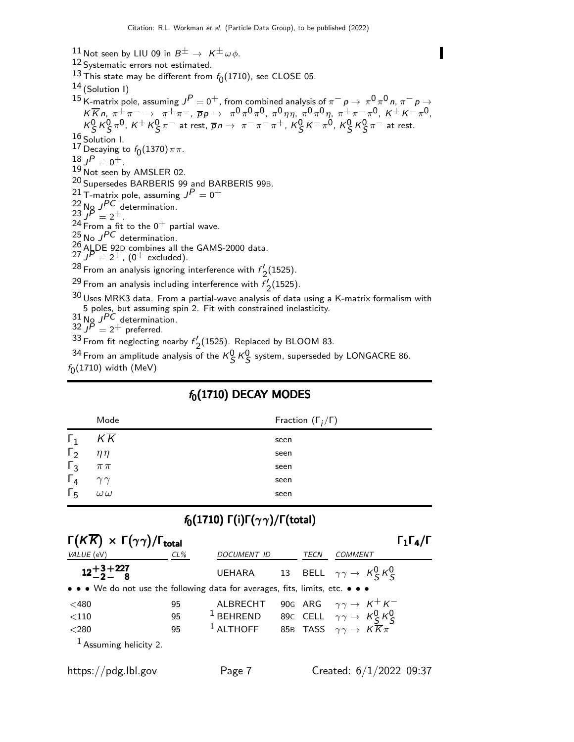[11] Not seen by LIU 09 in $B^{\pm} \rightarrow K^{\pm}\omega\phi$.

[12] Systematic errors not estimated.

[13] This state may be different from $f_0(1710)$, see CLOSE 05.

[14] (Solution I)

[15] K-matrix pole, assuming $J^P = 0^+$, from combined analysis of $\pi^- p \rightarrow \pi^0\pi^0 n$, $\pi^- p \rightarrow K\overline{K}n$, $\pi^+\pi^- \rightarrow \pi^+\pi^-$, $\overline{p}p \rightarrow \pi^0\pi^0\pi^0$, $\pi^0\eta\eta$, $\pi^0\pi^0\eta$, $\pi^+\pi^-\pi^0$, $K^+K^-\pi^0$, $K^0_S K^0_S \pi^0$, $K^+ K^0_S \pi^-$ at rest, $\overline{p}n \rightarrow \pi^-\pi^-\pi^+$, $K^0_S K^-\pi^0$, $K^0_S K^0_S \pi^-$ at rest.

[16] Solution I.

[17] Decaying to $f_0(1370)\pi\pi$.

[18] $J^P = 0^+$.

[19] Not seen by AMSLER 02.

[20] Supersedes BARBERIS 99 and BARBERIS 99B.

[21] T-matrix pole, assuming $J^P = 0^+$

[22] No $J^{PC}$ determination.

[23] $J^P = 2^+$.

[24] From a fit to the $0^+$ partial wave.

[25] No $J^{PC}$ determination.

[26] ALDE 92D combines all the GAMS-2000 data.

[27] $J^P = 2^+$, ($0^+$ excluded).

[28] From an analysis ignoring interference with $f'_2(1525)$.

[29] From an analysis including interference with $f'_2(1525)$.

[30] Uses MRK3 data. From a partial-wave analysis of data using a K-matrix formalism with 5 poles, but assuming spin 2. Fit with constrained inelasticity.

[31] No $J^{PC}$ determination.

[32] $J^P = 2^+$ preferred.

[33] From fit neglecting nearby $f'_2(1525)$. Replaced by BLOOM 83.

[34] From an amplitude analysis of the $K^0_S K^0_S$ system, superseded by LONGACRE 86.

$f_0(1710)$ width (MeV)

## $f_0(1710)$ DECAY MODES

| | Mode | Fraction ($\Gamma_i/\Gamma$) |
|---|---|---|
| $\Gamma_1$ | $K\overline{K}$ | seen |
| $\Gamma_2$ | $\eta\eta$ | seen |
| $\Gamma_3$ | $\pi\pi$ | seen |
| $\Gamma_4$ | $\gamma\gamma$ | seen |
| $\Gamma_5$ | $\omega\omega$ | seen |

## $f_0(1710)$ $\Gamma(i)\Gamma(\gamma\gamma)/\Gamma(\text{total})$

### $\Gamma(K\overline{K}) \times \Gamma(\gamma\gamma)/\Gamma_{\text{total}}$ — $\Gamma_1\Gamma_4/\Gamma$

| VALUE (eV) | CL% | DOCUMENT ID | | TECN | COMMENT |
|---|---|---|---|---|---|
| $\mathbf{12^{+3+227}_{-2-\ \ 8}}$ | | UEHARA | 13 | BELL | $\gamma\gamma \rightarrow K^0_S K^0_S$ |
| • • • We do not use the following data for averages, fits, limits, etc. • • • | | | | | |
| <480 | 95 | ALBRECHT | 90G | ARG | $\gamma\gamma \rightarrow K^+K^-$ |
| <110 | 95 | [1] BEHREND | 89C | CELL | $\gamma\gamma \rightarrow K^0_S K^0_S$ |
| <280 | 95 | [1] ALTHOFF | 85B | TASS | $\gamma\gamma \rightarrow K\overline{K}\pi$ |

[1] Assuming helicity 2.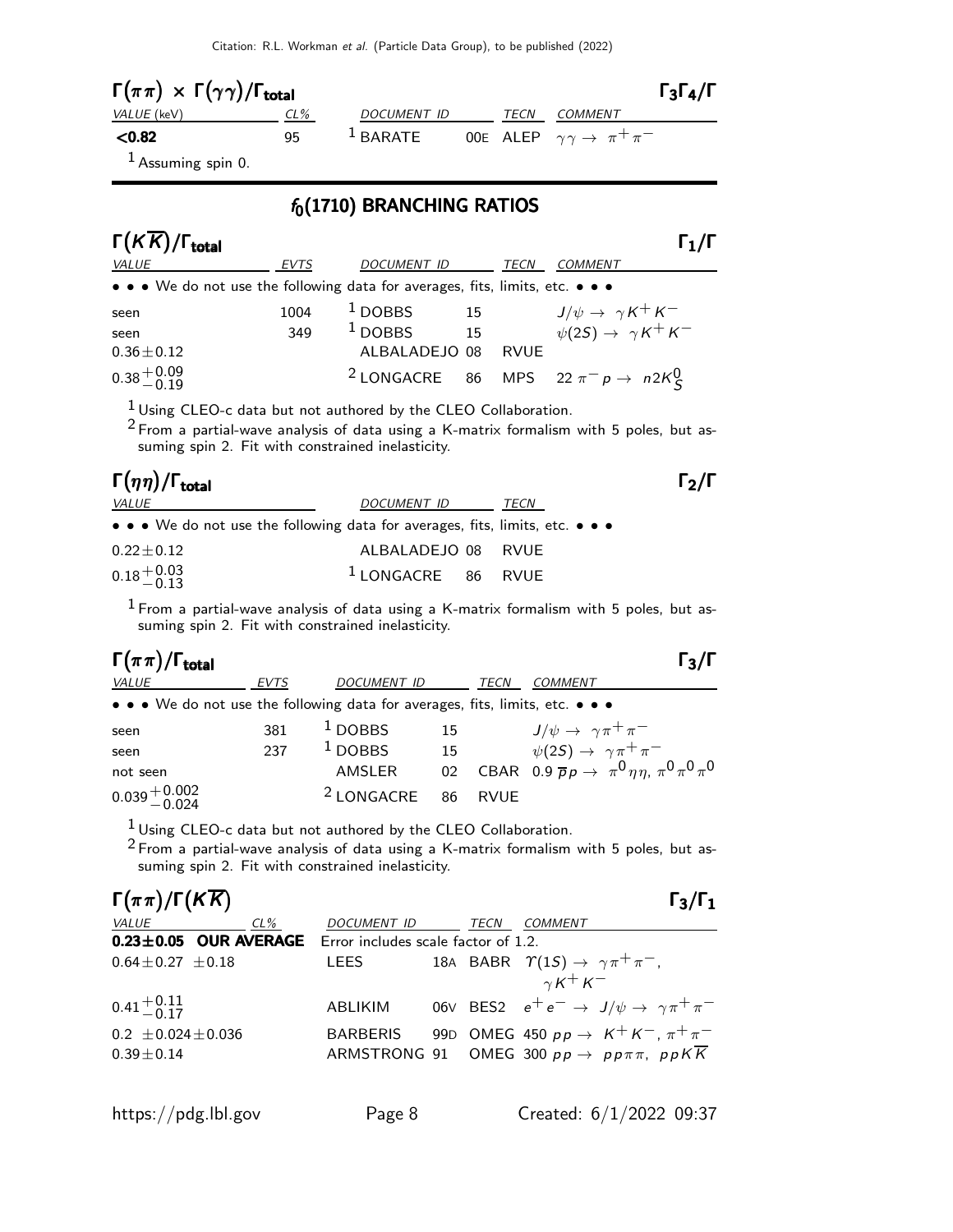### $\Gamma(\pi\pi) \times \Gamma(\gamma\gamma)/\Gamma_{\text{total}}$ — $\Gamma_3\Gamma_4/\Gamma$

| VALUE (keV) | CL% | DOCUMENT ID | | TECN | COMMENT |
|---|---|---|---|---|---|
| **<0.82** | 95 | [1] BARATE | 00E | ALEP | $\gamma\gamma \rightarrow \pi^+\pi^-$ |

[1] Assuming spin 0.

## $f_0(1710)$ BRANCHING RATIOS

### $\Gamma(K\overline{K})/\Gamma_{\text{total}}$ — $\Gamma_1/\Gamma$

| VALUE | EVTS | DOCUMENT ID | | TECN | COMMENT |
|---|---|---|---|---|---|
| • • • We do not use the following data for averages, fits, limits, etc. • • • | | | | | |
| seen | 1004 | [1] DOBBS | 15 | | $J/\psi \rightarrow \gamma K^+K^-$ |
| seen | 349 | [1] DOBBS | 15 | | $\psi(2S) \rightarrow \gamma K^+K^-$ |
| $0.36\pm0.12$ | | ALBALADEJO | 08 | RVUE | |
| $0.38^{+0.09}_{-0.19}$ | | [2] LONGACRE | 86 | MPS | $22\ \pi^- p \rightarrow n2K^0_S$ |

[1] Using CLEO-c data but not authored by the CLEO Collaboration.

[2] From a partial-wave analysis of data using a K-matrix formalism with 5 poles, but assuming spin 2. Fit with constrained inelasticity.

### $\Gamma(\eta\eta)/\Gamma_{\text{total}}$ — $\Gamma_2/\Gamma$

| VALUE | DOCUMENT ID | | TECN |
|---|---|---|---|
| • • • We do not use the following data for averages, fits, limits, etc. • • • | | | |
| $0.22\pm0.12$ | ALBALADEJO | 08 | RVUE |
| $0.18^{+0.03}_{-0.13}$ | [1] LONGACRE | 86 | RVUE |

[1] From a partial-wave analysis of data using a K-matrix formalism with 5 poles, but assuming spin 2. Fit with constrained inelasticity.

### $\Gamma(\pi\pi)/\Gamma_{\text{total}}$ — $\Gamma_3/\Gamma$

| VALUE | EVTS | DOCUMENT ID | | TECN | COMMENT |
|---|---|---|---|---|---|
| • • • We do not use the following data for averages, fits, limits, etc. • • • | | | | | |
| seen | 381 | [1] DOBBS | 15 | | $J/\psi \rightarrow \gamma\pi^+\pi^-$ |
| seen | 237 | [1] DOBBS | 15 | | $\psi(2S) \rightarrow \gamma\pi^+\pi^-$ |
| not seen | | AMSLER | 02 | CBAR | $0.9\ \overline{p}p \rightarrow \pi^0\eta\eta,\ \pi^0\pi^0\pi^0$ |
| $0.039^{+0.002}_{-0.024}$ | | [2] LONGACRE | 86 | RVUE | |

[1] Using CLEO-c data but not authored by the CLEO Collaboration.

[2] From a partial-wave analysis of data using a K-matrix formalism with 5 poles, but assuming spin 2. Fit with constrained inelasticity.

### $\Gamma(\pi\pi)/\Gamma(K\overline{K})$ — $\Gamma_3/\Gamma_1$

| VALUE | CL% | DOCUMENT ID | | TECN | COMMENT |
|---|---|---|---|---|---|
| **$0.23\pm0.05$ OUR AVERAGE** | | Error includes scale factor of 1.2. | | | |
| $0.64\pm0.27\ \pm0.18$ | | LEES | 18A | BABR | $\Upsilon(1S) \rightarrow \gamma\pi^+\pi^-$, $\gamma K^+K^-$ |
| $0.41^{+0.11}_{-0.17}$ | | ABLIKIM | 06V | BES2 | $e^+e^- \rightarrow J/\psi \rightarrow \gamma\pi^+\pi^-$ |
| $0.2\ \pm0.024\pm0.036$ | | BARBERIS | 99D | OMEG | $450\ pp \rightarrow K^+K^-,\ \pi^+\pi^-$ |
| $0.39\pm0.14$ | | ARMSTRONG | 91 | OMEG | $300\ pp \rightarrow pp\pi\pi,\ ppK\overline{K}$ |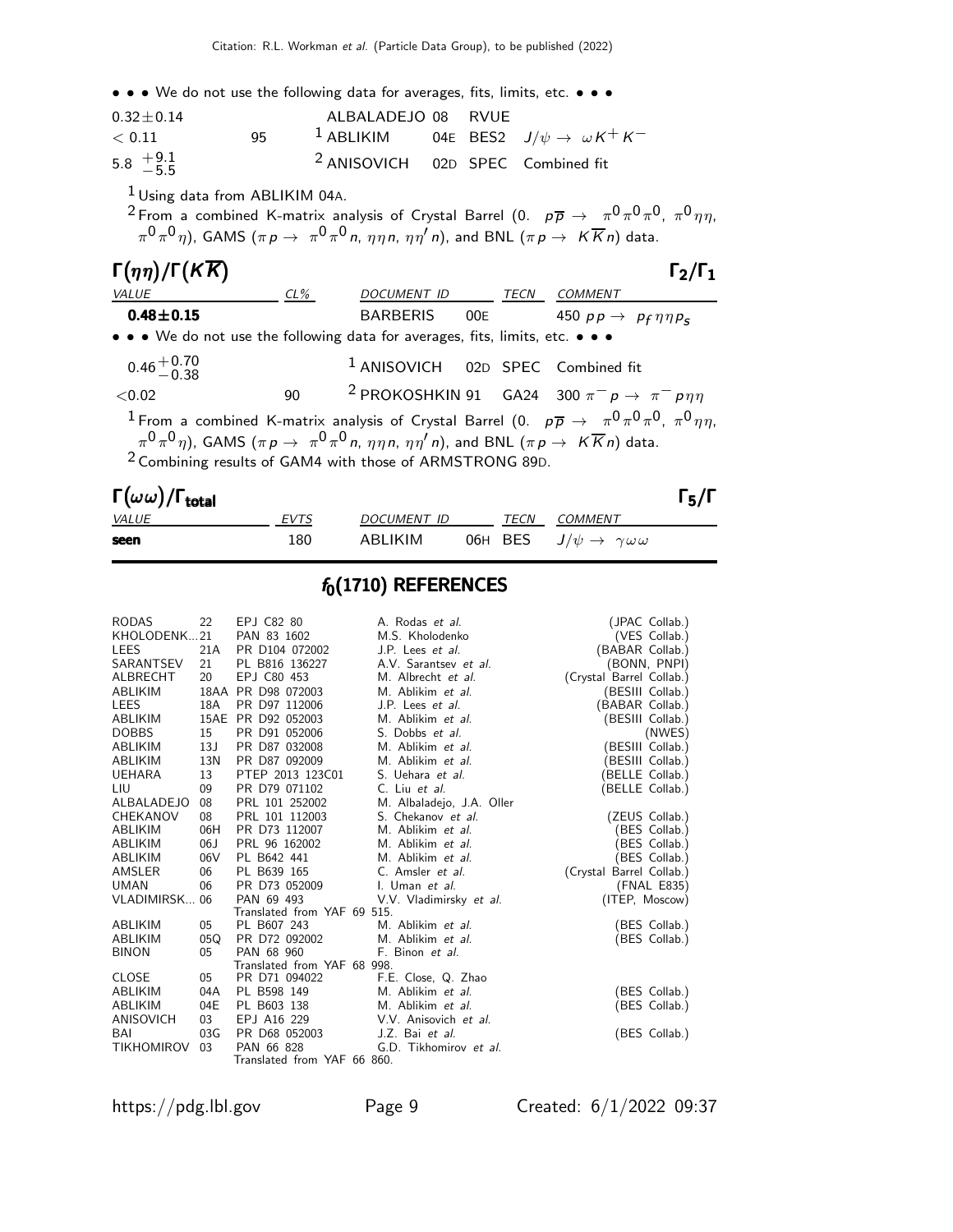• • • We do not use the following data for averages, fits, limits, etc. • • •

| | | | | |
|---|---|---|---|---|
| $0.32 \pm 0.14$ | | ALBALADEJO 08 | RVUE | |
| $< 0.11$ | 95 | [1] ABLIKIM 04E | BES2 | $J/\psi \to \omega K^+ K^-$ |
| $5.8\ ^{+9.1}_{-5.5}$ | | [2] ANISOVICH 02D | SPEC | Combined fit |

[1] Using data from ABLIKIM 04A.

[2] From a combined K-matrix analysis of Crystal Barrel (0. $p\overline{p} \to \pi^0\pi^0\pi^0$, $\pi^0\eta\eta$, $\pi^0\pi^0\eta$), GAMS ($\pi p \to \pi^0\pi^0 n$, $\eta\eta n$, $\eta\eta' n$), and BNL ($\pi p \to K\overline{K} n$) data.

## $\Gamma(\eta\eta)/\Gamma(K\overline{K})$ — $\Gamma_2/\Gamma_1$

| VALUE | CL% | DOCUMENT ID | | TECN | COMMENT |
|---|---|---|---|---|---|
| **0.48±0.15** | | BARBERIS | 00E | | 450 $pp \to p_f \eta\eta p_s$ |

• • • We do not use the following data for averages, fits, limits, etc. • • •

| | | | | |
|---|---|---|---|---|
| $0.46\ ^{+0.70}_{-0.38}$ | | [1] ANISOVICH 02D | SPEC | Combined fit |
| $<0.02$ | 90 | [2] PROKOSHKIN 91 | GA24 | 300 $\pi^- p \to \pi^- p\eta\eta$ |

[1] From a combined K-matrix analysis of Crystal Barrel (0. $p\overline{p} \to \pi^0\pi^0\pi^0$, $\pi^0\eta\eta$, $\pi^0\pi^0\eta$), GAMS ($\pi p \to \pi^0\pi^0 n$, $\eta\eta n$, $\eta\eta' n$), and BNL ($\pi p \to K\overline{K} n$) data.

[2] Combining results of GAM4 with those of ARMSTRONG 89D.

## $\Gamma(\omega\omega)/\Gamma_{\text{total}}$ — $\Gamma_5/\Gamma$

| VALUE | EVTS | DOCUMENT ID | | TECN | COMMENT |
|---|---|---|---|---|---|
| **seen** | 180 | ABLIKIM | 06H | BES | $J/\psi \to \gamma\omega\omega$ |

# $f_0(1710)$ REFERENCES

| | | | | |
|---|---|---|---|---|
| RODAS | 22 | EPJ C82 80 | A. Rodas *et al.* | (JPAC Collab.) |
| KHOLODENK... | 21 | PAN 83 1602 | M.S. Kholodenko | (VES Collab.) |
| LEES | 21A | PR D104 072002 | J.P. Lees *et al.* | (BABAR Collab.) |
| SARANTSEV | 21 | PL B816 136227 | A.V. Sarantsev *et al.* | (BONN, PNPI) |
| ALBRECHT | 20 | EPJ C80 453 | M. Albrecht *et al.* | (Crystal Barrel Collab.) |
| ABLIKIM | 18AA | PR D98 072003 | M. Ablikim *et al.* | (BESIII Collab.) |
| LEES | 18A | PR D97 112006 | J.P. Lees *et al.* | (BABAR Collab.) |
| ABLIKIM | 15AE | PR D92 052003 | M. Ablikim *et al.* | (BESIII Collab.) |
| DOBBS | 15 | PR D91 052006 | S. Dobbs *et al.* | (NWES) |
| ABLIKIM | 13J | PR D87 032008 | M. Ablikim *et al.* | (BESIII Collab.) |
| ABLIKIM | 13N | PR D87 092009 | M. Ablikim *et al.* | (BESIII Collab.) |
| UEHARA | 13 | PTEP 2013 123C01 | S. Uehara *et al.* | (BELLE Collab.) |
| LIU | 09 | PR D79 071102 | C. Liu *et al.* | (BELLE Collab.) |
| ALBALADEJO | 08 | PRL 101 252002 | M. Albaladejo, J.A. Oller | |
| CHEKANOV | 08 | PRL 101 112003 | S. Chekanov *et al.* | (ZEUS Collab.) |
| ABLIKIM | 06H | PR D73 112007 | M. Ablikim *et al.* | (BES Collab.) |
| ABLIKIM | 06J | PRL 96 162002 | M. Ablikim *et al.* | (BES Collab.) |
| ABLIKIM | 06V | PL B642 441 | M. Ablikim *et al.* | (BES Collab.) |
| AMSLER | 06 | PL B639 165 | C. Amsler *et al.* | (Crystal Barrel Collab.) |
| UMAN | 06 | PR D73 052009 | I. Uman *et al.* | (FNAL E835) |
| VLADIMIRSK... | 06 | PAN 69 493 | V.V. Vladimirsky *et al.* | (ITEP, Moscow) |
| | | Translated from YAF 69 515. | | |
| ABLIKIM | 05 | PL B607 243 | M. Ablikim *et al.* | (BES Collab.) |
| ABLIKIM | 05Q | PR D72 092002 | M. Ablikim *et al.* | (BES Collab.) |
| BINON | 05 | PAN 68 960 | F. Binon *et al.* | |
| | | Translated from YAF 68 998. | | |
| CLOSE | 05 | PR D71 094022 | F.E. Close, Q. Zhao | |
| ABLIKIM | 04A | PL B598 149 | M. Ablikim *et al.* | (BES Collab.) |
| ABLIKIM | 04E | PL B603 138 | M. Ablikim *et al.* | (BES Collab.) |
| ANISOVICH | 03 | EPJ A16 229 | V.V. Anisovich *et al.* | |
| BAI | 03G | PR D68 052003 | J.Z. Bai *et al.* | (BES Collab.) |
| TIKHOMIROV | 03 | PAN 66 828 | G.D. Tikhomirov *et al.* | |
| | | Translated from YAF 66 860. | | |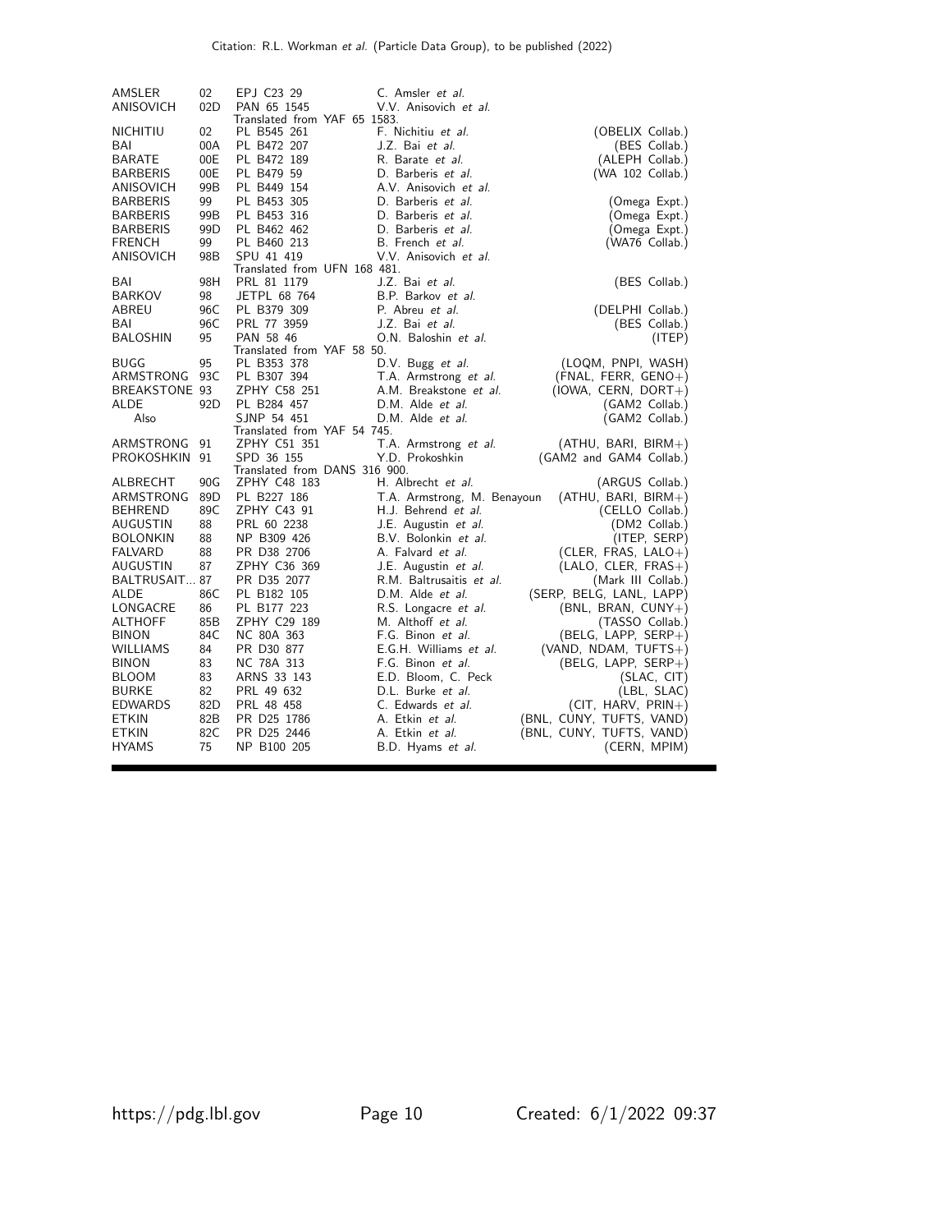| | | | | |
|---|---|---|---|---|
| AMSLER | 02 | EPJ C23 29 | C. Amsler *et al.* | |
| ANISOVICH | 02D | PAN 65 1545 | V.V. Anisovich *et al.* | |
| | | Translated from YAF 65 1583. | | |
| NICHITIU | 02 | PL B545 261 | F. Nichitiu *et al.* | (OBELIX Collab.) |
| BAI | 00A | PL B472 207 | J.Z. Bai *et al.* | (BES Collab.) |
| BARATE | 00E | PL B472 189 | R. Barate *et al.* | (ALEPH Collab.) |
| BARBERIS | 00E | PL B479 59 | D. Barberis *et al.* | (WA 102 Collab.) |
| ANISOVICH | 99B | PL B449 154 | A.V. Anisovich *et al.* | |
| BARBERIS | 99 | PL B453 305 | D. Barberis *et al.* | (Omega Expt.) |
| BARBERIS | 99B | PL B453 316 | D. Barberis *et al.* | (Omega Expt.) |
| BARBERIS | 99D | PL B462 462 | D. Barberis *et al.* | (Omega Expt.) |
| FRENCH | 99 | PL B460 213 | B. French *et al.* | (WA76 Collab.) |
| ANISOVICH | 98B | SPU 41 419 | V.V. Anisovich *et al.* | |
| | | Translated from UFN 168 481. | | |
| BAI | 98H | PRL 81 1179 | J.Z. Bai *et al.* | (BES Collab.) |
| BARKOV | 98 | JETPL 68 764 | B.P. Barkov *et al.* | |
| ABREU | 96C | PL B379 309 | P. Abreu *et al.* | (DELPHI Collab.) |
| BAI | 96C | PRL 77 3959 | J.Z. Bai *et al.* | (BES Collab.) |
| BALOSHIN | 95 | PAN 58 46 | O.N. Baloshin *et al.* | (ITEP) |
| | | Translated from YAF 58 50. | | |
| BUGG | 95 | PL B353 378 | D.V. Bugg *et al.* | (LOQM, PNPI, WASH) |
| ARMSTRONG | 93C | PL B307 394 | T.A. Armstrong *et al.* | (FNAL, FERR, GENO+) |
| BREAKSTONE | 93 | ZPHY C58 251 | A.M. Breakstone *et al.* | (IOWA, CERN, DORT+) |
| ALDE | 92D | PL B284 457 | D.M. Alde *et al.* | (GAM2 Collab.) |
| Also | | SJNP 54 451 | D.M. Alde *et al.* | (GAM2 Collab.) |
| | | Translated from YAF 54 745. | | |
| ARMSTRONG | 91 | ZPHY C51 351 | T.A. Armstrong *et al.* | (ATHU, BARI, BIRM+) |
| PROKOSHKIN | 91 | SPD 36 155 | Y.D. Prokoshkin | (GAM2 and GAM4 Collab.) |
| | | Translated from DANS 316 900. | | |
| ALBRECHT | 90G | ZPHY C48 183 | H. Albrecht *et al.* | (ARGUS Collab.) |
| ARMSTRONG | 89D | PL B227 186 | T.A. Armstrong, M. Benayoun | (ATHU, BARI, BIRM+) |
| BEHREND | 89C | ZPHY C43 91 | H.J. Behrend *et al.* | (CELLO Collab.) |
| AUGUSTIN | 88 | PRL 60 2238 | J.E. Augustin *et al.* | (DM2 Collab.) |
| BOLONKIN | 88 | NP B309 426 | B.V. Bolonkin *et al.* | (ITEP, SERP) |
| FALVARD | 88 | PR D38 2706 | A. Falvard *et al.* | (CLER, FRAS, LALO+) |
| AUGUSTIN | 87 | ZPHY C36 369 | J.E. Augustin *et al.* | (LALO, CLER, FRAS+) |
| BALTRUSAIT... | 87 | PR D35 2077 | R.M. Baltrusaitis *et al.* | (Mark III Collab.) |
| ALDE | 86C | PL B182 105 | D.M. Alde *et al.* | (SERP, BELG, LANL, LAPP) |
| LONGACRE | 86 | PL B177 223 | R.S. Longacre *et al.* | (BNL, BRAN, CUNY+) |
| ALTHOFF | 85B | ZPHY C29 189 | M. Althoff *et al.* | (TASSO Collab.) |
| BINON | 84C | NC 80A 363 | F.G. Binon *et al.* | (BELG, LAPP, SERP+) |
| WILLIAMS | 84 | PR D30 877 | E.G.H. Williams *et al.* | (VAND, NDAM, TUFTS+) |
| BINON | 83 | NC 78A 313 | F.G. Binon *et al.* | (BELG, LAPP, SERP+) |
| BLOOM | 83 | ARNS 33 143 | E.D. Bloom, C. Peck | (SLAC, CIT) |
| BURKE | 82 | PRL 49 632 | D.L. Burke *et al.* | (LBL, SLAC) |
| EDWARDS | 82D | PRL 48 458 | C. Edwards *et al.* | (CIT, HARV, PRIN+) |
| ETKIN | 82B | PR D25 1786 | A. Etkin *et al.* | (BNL, CUNY, TUFTS, VAND) |
| ETKIN | 82C | PR D25 2446 | A. Etkin *et al.* | (BNL, CUNY, TUFTS, VAND) |
| HYAMS | 75 | NP B100 205 | B.D. Hyams *et al.* | (CERN, MPIM) |